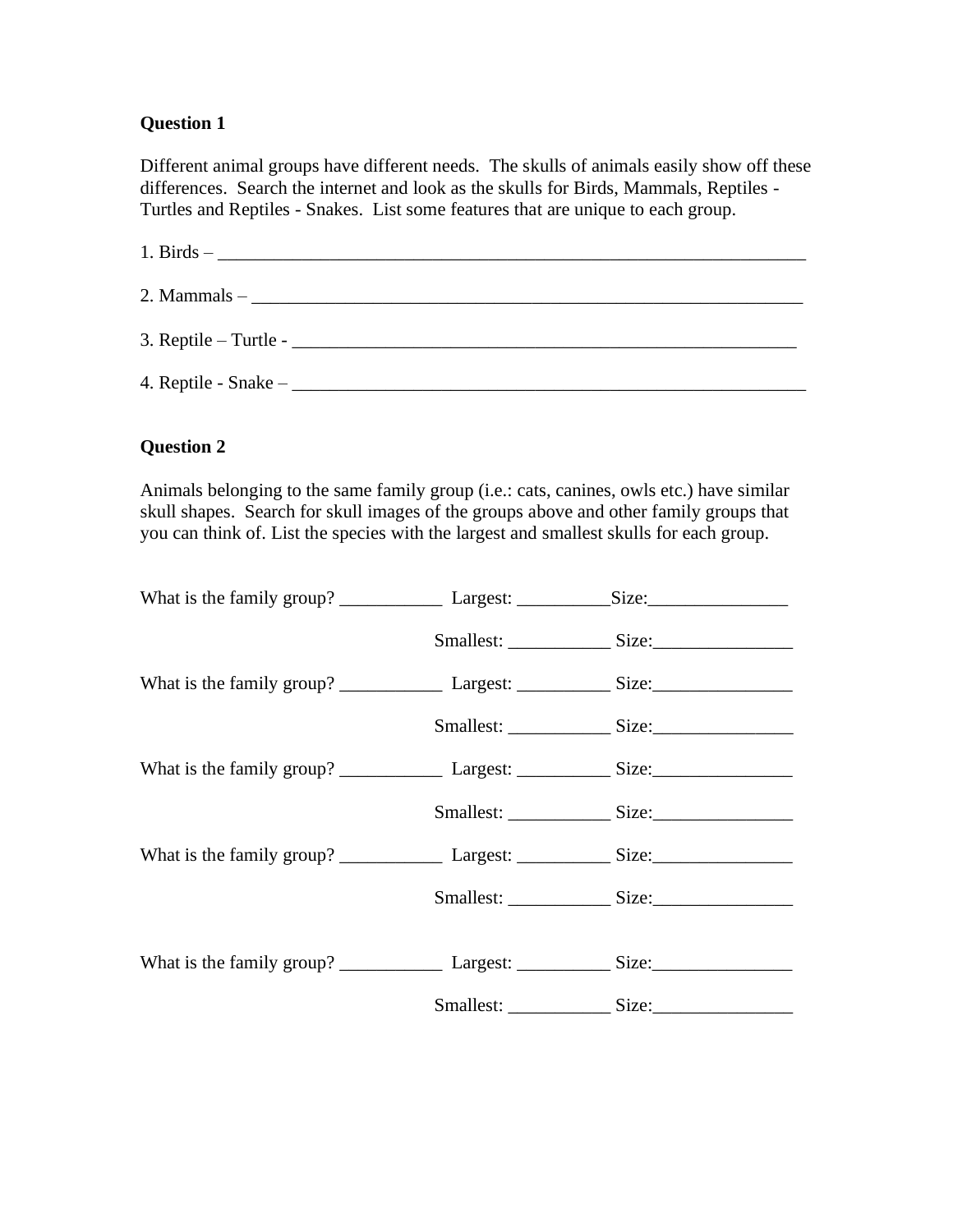**Question 1**

Different animal groups have different needs. The skulls of animals easily show off these differences. Search the internet and look as the skulls for Birds, Mammals, Reptiles - Turtles and Reptiles - Snakes. List some features that are unique to each group.

1. Birds – ________________________________________________________________

2. Mammals – _____________________________________________________________

3. Reptile – Turtle - _______________________________________________________

4. Reptile - Snake – _______________________________________________________

**Question 2**

Animals belonging to the same family group (i.e.: cats, canines, owls etc.) have similar skull shapes. Search for skull images of the groups above and other family groups that you can think of. List the species with the largest and smallest skulls for each group.

What is the family group? ___________ Largest: __________Size:_______________

Smallest: ___________ Size:_______________

What is the family group? ___________ Largest: __________ Size:_______________

Smallest: ___________ Size:_______________

What is the family group? ___________ Largest: __________ Size:_______________

Smallest: ___________ Size:_______________

What is the family group? ___________ Largest: __________ Size:_______________

Smallest: ___________ Size:_______________

What is the family group? ___________ Largest: __________ Size:_______________

Smallest: ___________ Size:_______________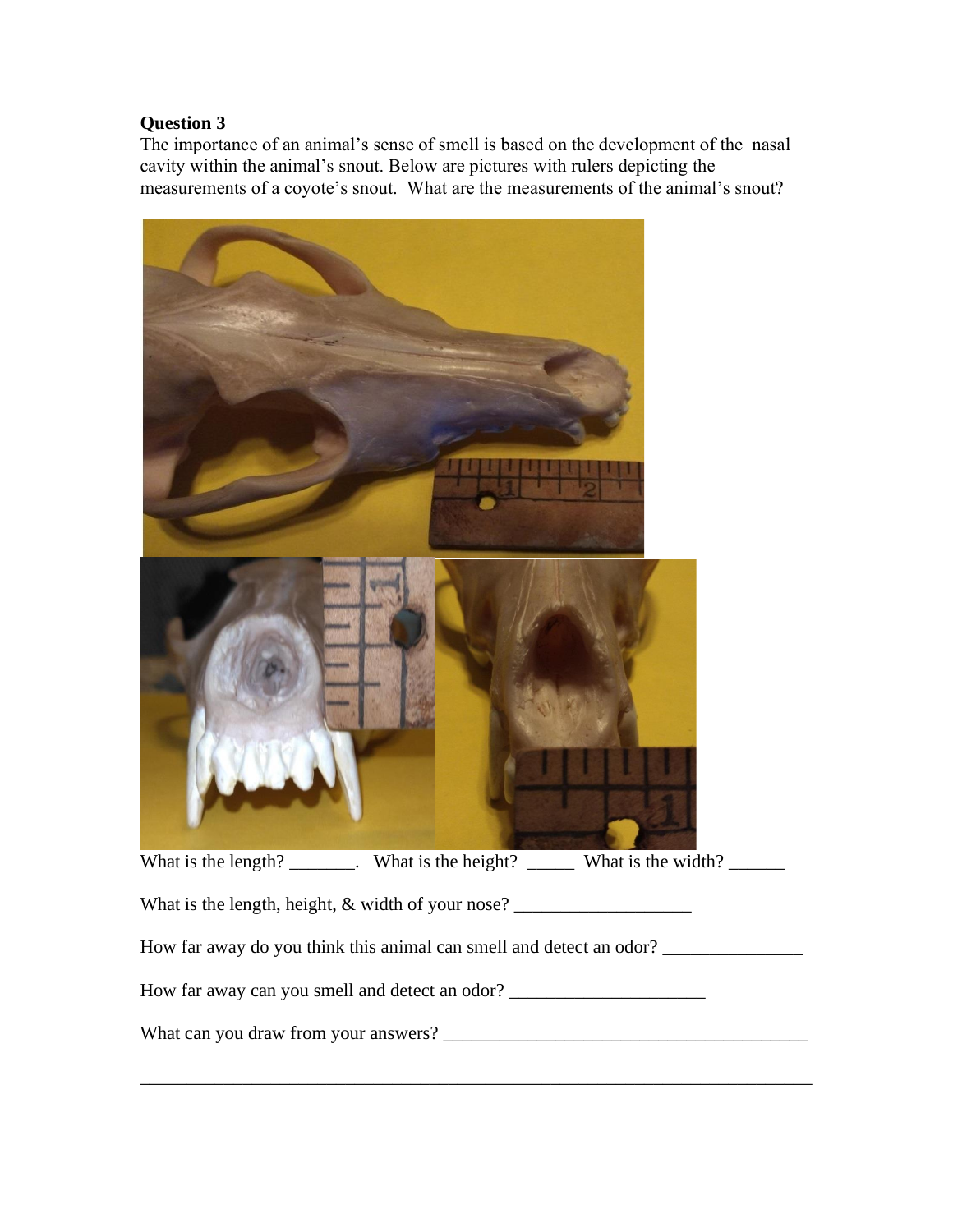**Question 3**

The importance of an animal's sense of smell is based on the development of the nasal cavity within the animal's snout. Below are pictures with rulers depicting the measurements of a coyote's snout. What are the measurements of the animal's snout?

What is the length? _______. What is the height? _____ What is the width? ______

What is the length, height, & width of your nose? ___________________

How far away do you think this animal can smell and detect an odor? _______________

How far away can you smell and detect an odor? _____________________

What can you draw from your answers? _______________________________________

_____________________________________________________________________________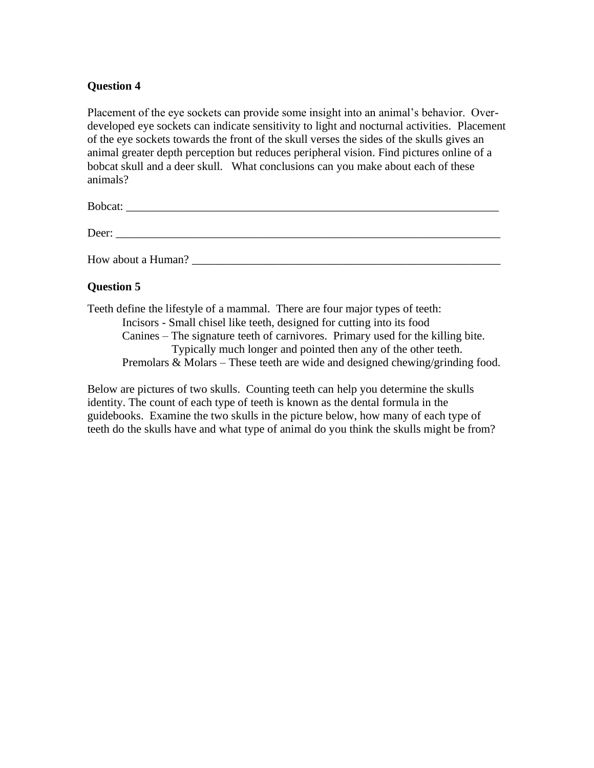**Question 4**

Placement of the eye sockets can provide some insight into an animal's behavior. Over-developed eye sockets can indicate sensitivity to light and nocturnal activities. Placement of the eye sockets towards the front of the skull verses the sides of the skulls gives an animal greater depth perception but reduces peripheral vision. Find pictures online of a bobcat skull and a deer skull. What conclusions can you make about each of these animals?

Bobcat: ______________________________________________________________________

Deer: ________________________________________________________________________

How about a Human? _______________________________________________________

**Question 5**

Teeth define the lifestyle of a mammal. There are four major types of teeth:

- Incisors - Small chisel like teeth, designed for cutting into its food
- Canines – The signature teeth of carnivores. Primary used for the killing bite. Typically much longer and pointed then any of the other teeth.
- Premolars & Molars – These teeth are wide and designed chewing/grinding food.

Below are pictures of two skulls. Counting teeth can help you determine the skulls identity. The count of each type of teeth is known as the dental formula in the guidebooks. Examine the two skulls in the picture below, how many of each type of teeth do the skulls have and what type of animal do you think the skulls might be from?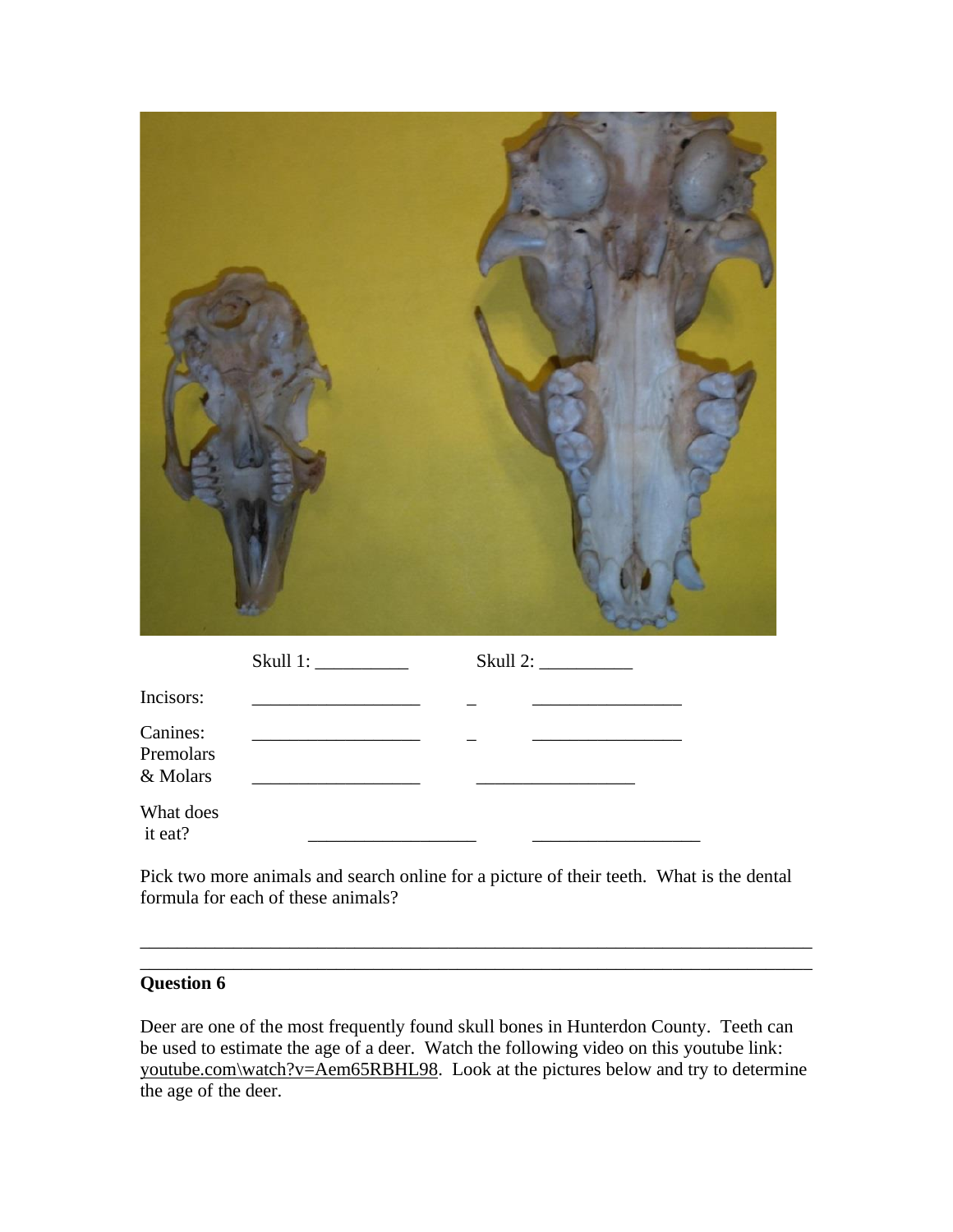| | Skull 1: __________ | Skull 2: __________ |
|---|---|---|
| Incisors: | __________________ | _ ________________ |
| Canines: | __________________ | _ ________________ |
| Premolars & Molars | __________________ | _________________ |
| What does it eat? | __________________ | __________________ |

Pick two more animals and search online for a picture of their teeth. What is the dental formula for each of these animals?

______________________________________________________________________

______________________________________________________________________

**Question 6**

Deer are one of the most frequently found skull bones in Hunterdon County. Teeth can be used to estimate the age of a deer. Watch the following video on this youtube link: youtube.com\watch?v=Aem65RBHL98. Look at the pictures below and try to determine the age of the deer.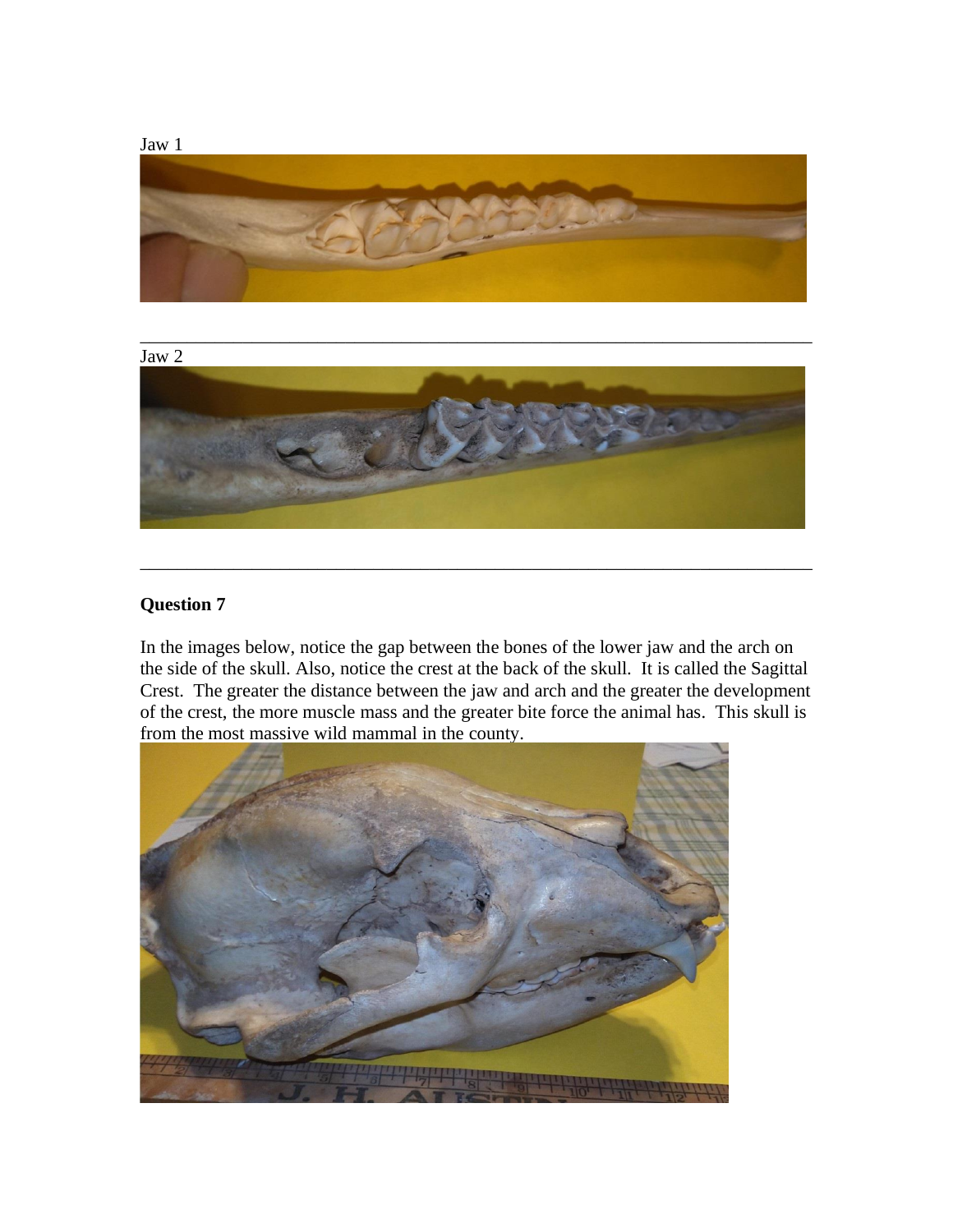Jaw 1

---

Jaw 2

---

**Question 7**

In the images below, notice the gap between the bones of the lower jaw and the arch on the side of the skull. Also, notice the crest at the back of the skull. It is called the Sagittal Crest. The greater the distance between the jaw and arch and the greater the development of the crest, the more muscle mass and the greater bite force the animal has. This skull is from the most massive wild mammal in the county.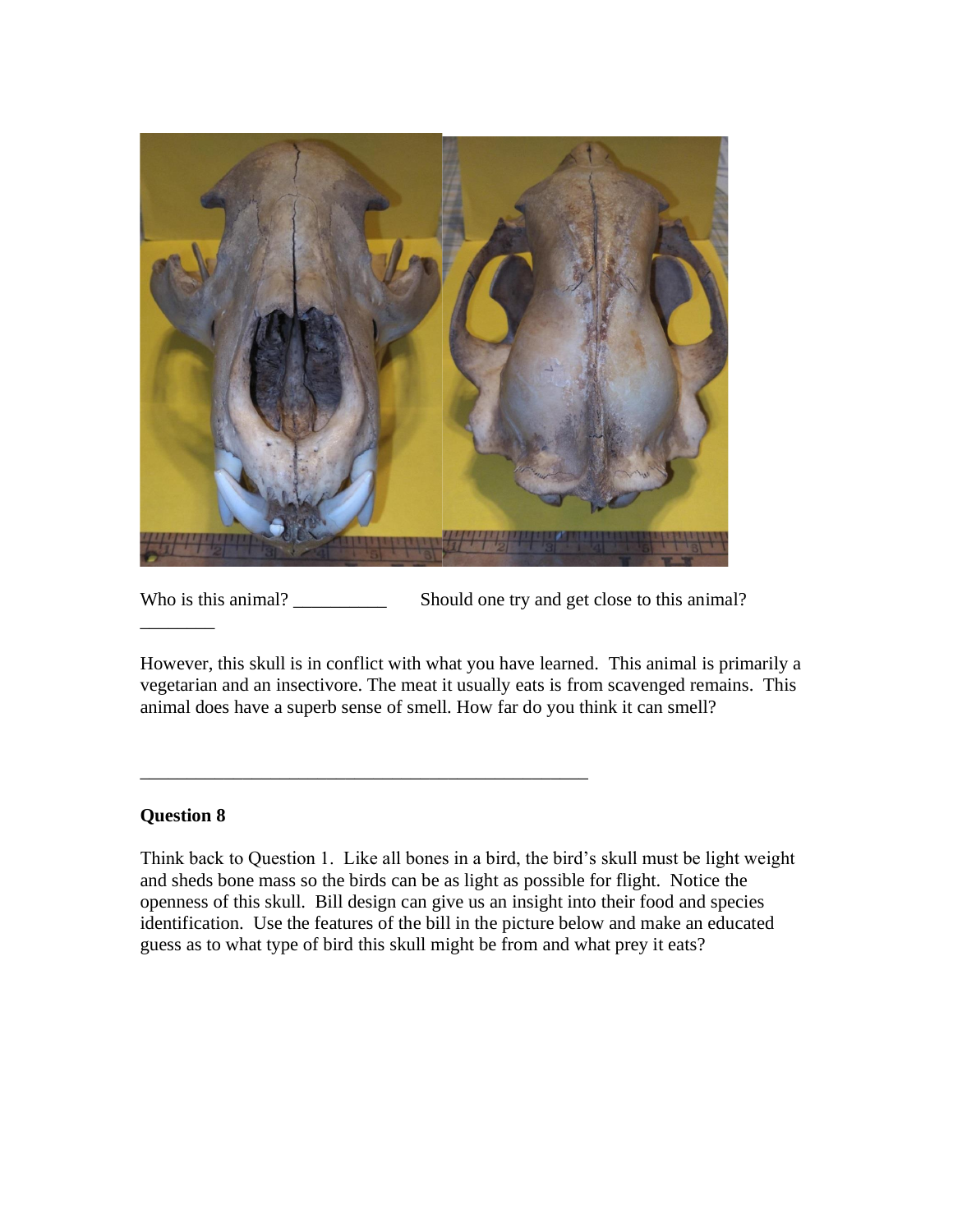Who is this animal? __________ Should one try and get close to this animal? ________

However, this skull is in conflict with what you have learned. This animal is primarily a vegetarian and an insectivore. The meat it usually eats is from scavenged remains. This animal does have a superb sense of smell. How far do you think it can smell?

_________________________________________________

**Question 8**

Think back to Question 1. Like all bones in a bird, the bird's skull must be light weight and sheds bone mass so the birds can be as light as possible for flight. Notice the openness of this skull. Bill design can give us an insight into their food and species identification. Use the features of the bill in the picture below and make an educated guess as to what type of bird this skull might be from and what prey it eats?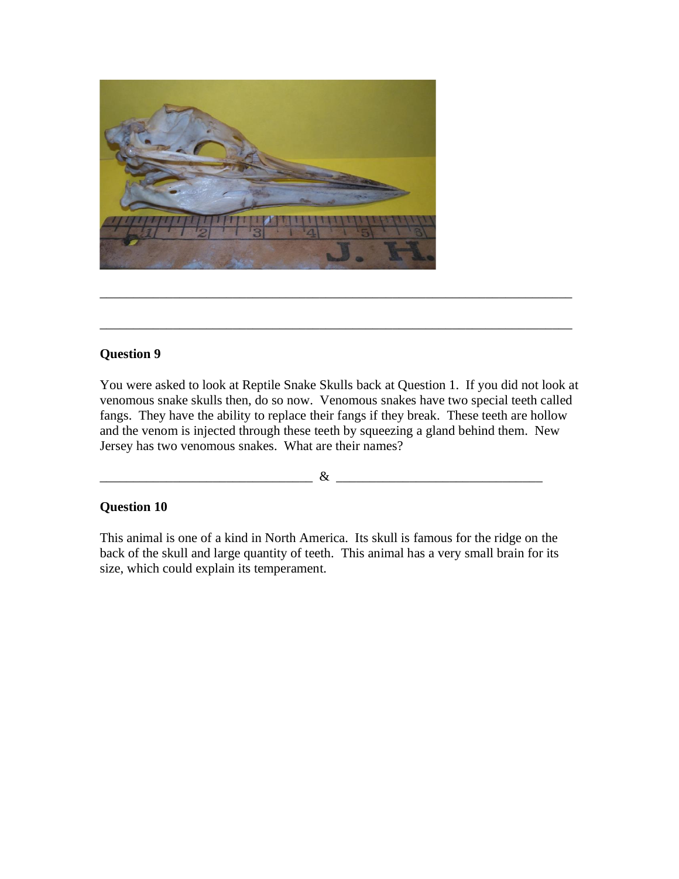_________________________________________________________________________

_________________________________________________________________________

**Question 9**

You were asked to look at Reptile Snake Skulls back at Question 1. If you did not look at venomous snake skulls then, do so now. Venomous snakes have two special teeth called fangs. They have the ability to replace their fangs if they break. These teeth are hollow and the venom is injected through these teeth by squeezing a gland behind them. New Jersey has two venomous snakes. What are their names?

________________________________ & _______________________________

**Question 10**

This animal is one of a kind in North America. Its skull is famous for the ridge on the back of the skull and large quantity of teeth. This animal has a very small brain for its size, which could explain its temperament.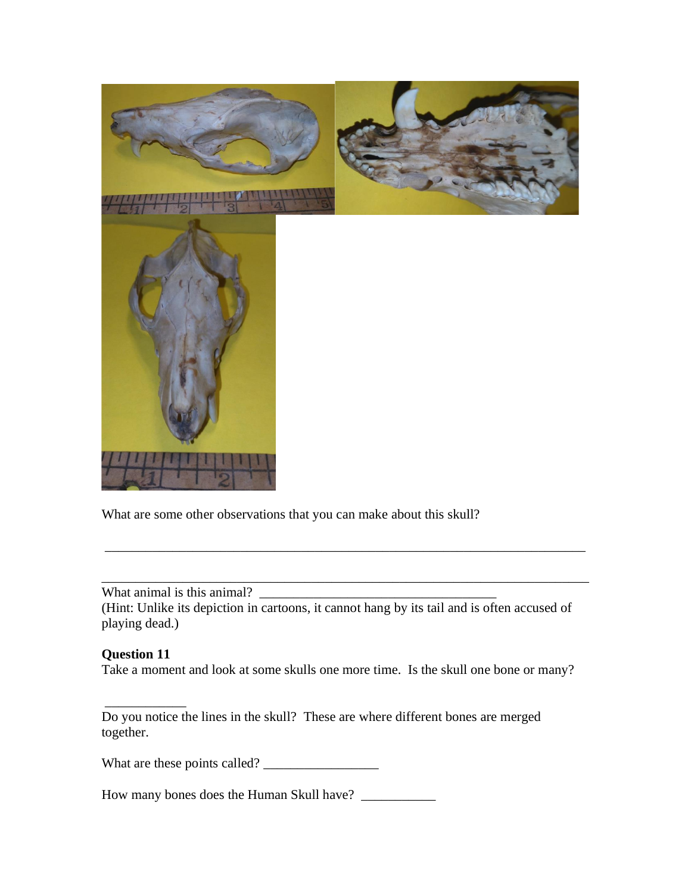What are some other observations that you can make about this skull?

_________________________________________________________________________

___________________________________________________________________________

What animal is this animal? ___________________________________

(Hint: Unlike its depiction in cartoons, it cannot hang by its tail and is often accused of playing dead.)

**Question 11**

Take a moment and look at some skulls one more time. Is the skull one bone or many?

____________

Do you notice the lines in the skull? These are where different bones are merged together.

What are these points called? _________________

How many bones does the Human Skull have? ___________